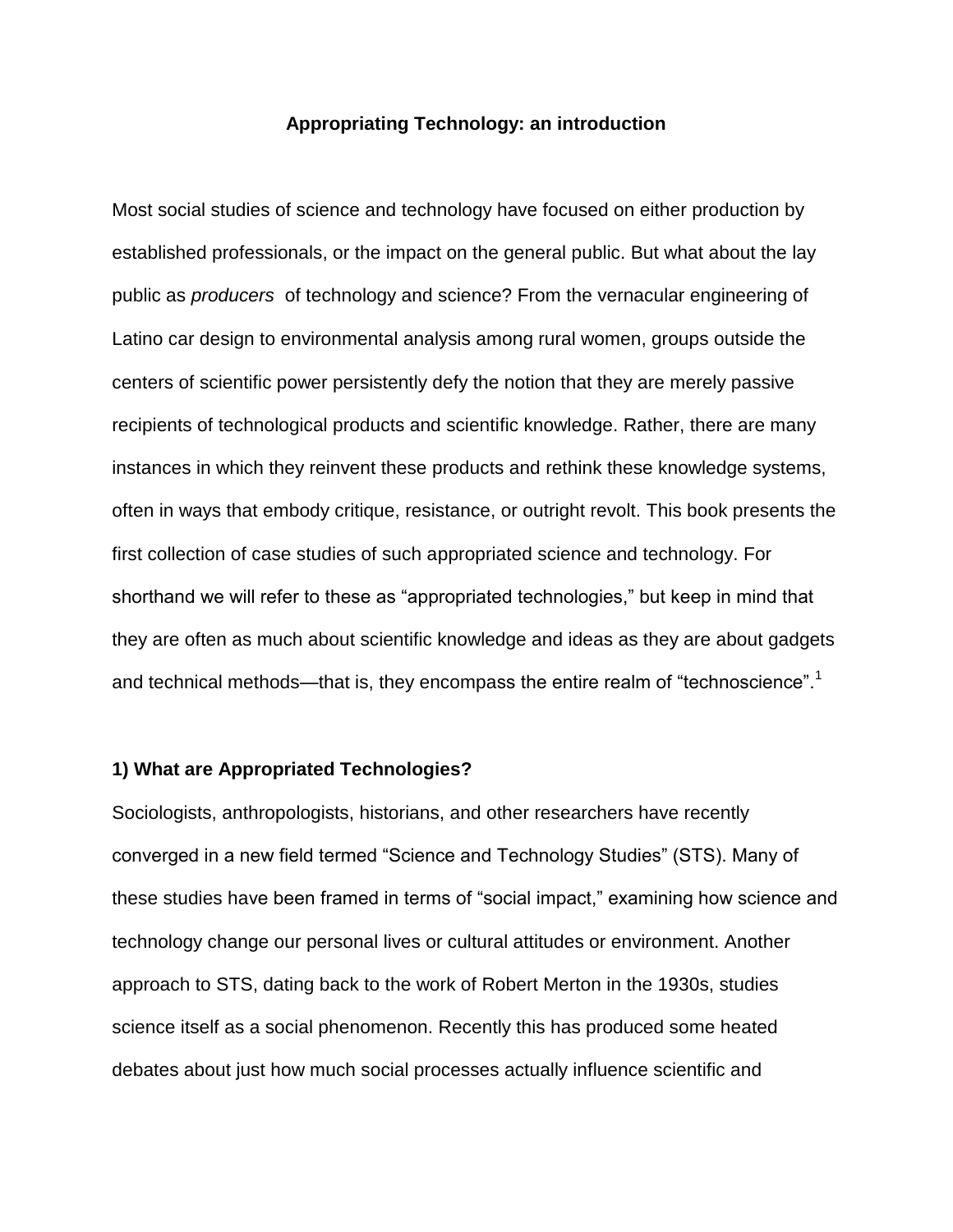# Appropriating Technology: an introduction

Most social studies of science and technology have focused on either production by established professionals, or the impact on the general public. But what about the lay public as *producers* of technology and science? From the vernacular engineering of Latino car design to environmental analysis among rural women, groups outside the centers of scientific power persistently defy the notion that they are merely passive recipients of technological products and scientific knowledge. Rather, there are many instances in which they reinvent these products and rethink these knowledge systems, often in ways that embody critique, resistance, or outright revolt. This book presents the first collection of case studies of such appropriated science and technology. For shorthand we will refer to these as "appropriated technologies," but keep in mind that they are often as much about scientific knowledge and ideas as they are about gadgets and technical methods—that is, they encompass the entire realm of "technoscience".[1]

## 1) What are Appropriated Technologies?

Sociologists, anthropologists, historians, and other researchers have recently converged in a new field termed "Science and Technology Studies" (STS). Many of these studies have been framed in terms of "social impact," examining how science and technology change our personal lives or cultural attitudes or environment. Another approach to STS, dating back to the work of Robert Merton in the 1930s, studies science itself as a social phenomenon. Recently this has produced some heated debates about just how much social processes actually influence scientific and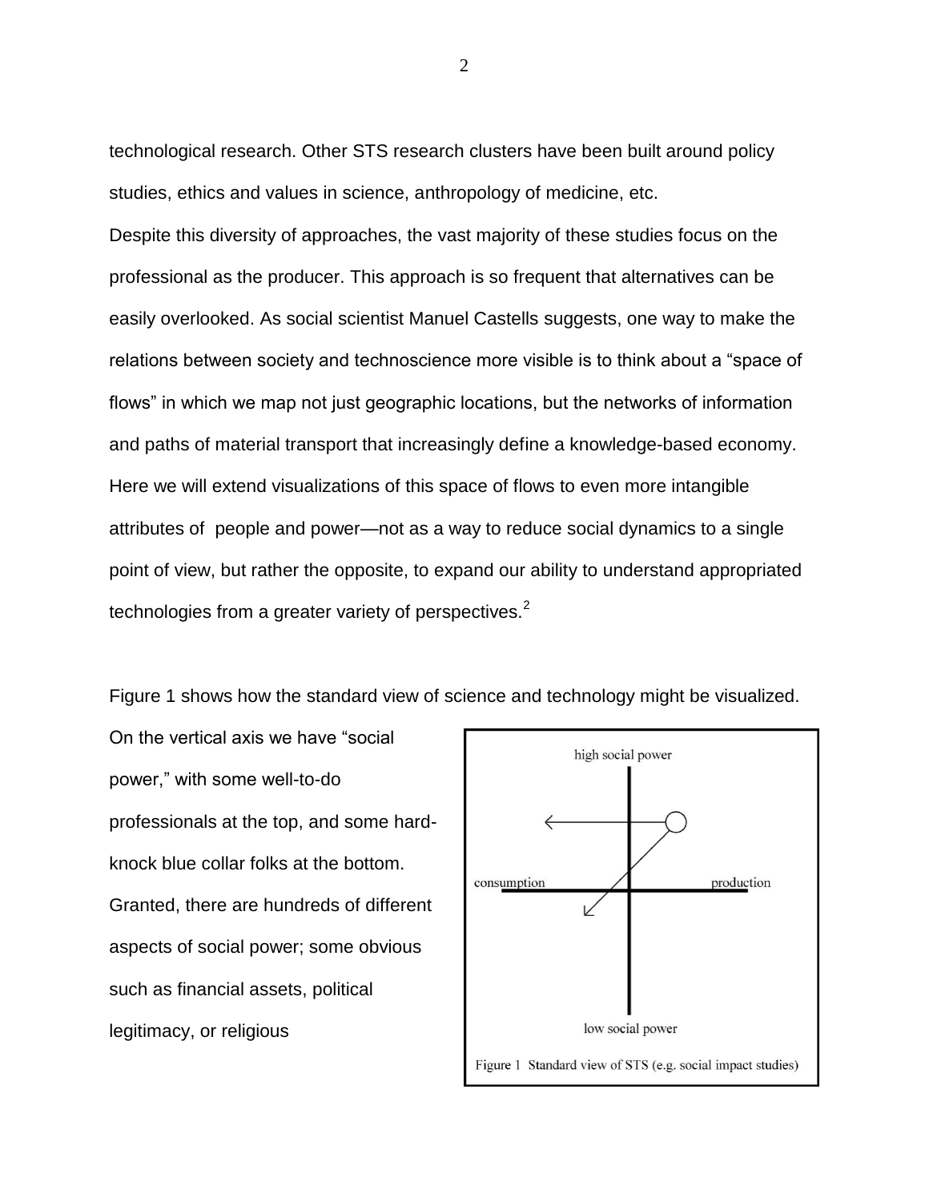technological research. Other STS research clusters have been built around policy studies, ethics and values in science, anthropology of medicine, etc.

Despite this diversity of approaches, the vast majority of these studies focus on the professional as the producer. This approach is so frequent that alternatives can be easily overlooked. As social scientist Manuel Castells suggests, one way to make the relations between society and technoscience more visible is to think about a “space of flows” in which we map not just geographic locations, but the networks of information and paths of material transport that increasingly define a knowledge-based economy. Here we will extend visualizations of this space of flows to even more intangible attributes of people and power—not as a way to reduce social dynamics to a single point of view, but rather the opposite, to expand our ability to understand appropriated technologies from a greater variety of perspectives.[2]

Figure 1 shows how the standard view of science and technology might be visualized. On the vertical axis we have “social power,” with some well-to-do professionals at the top, and some hard-knock blue collar folks at the bottom. Granted, there are hundreds of different aspects of social power; some obvious such as financial assets, political legitimacy, or religious

Figure 1 Standard view of STS (e.g. social impact studies)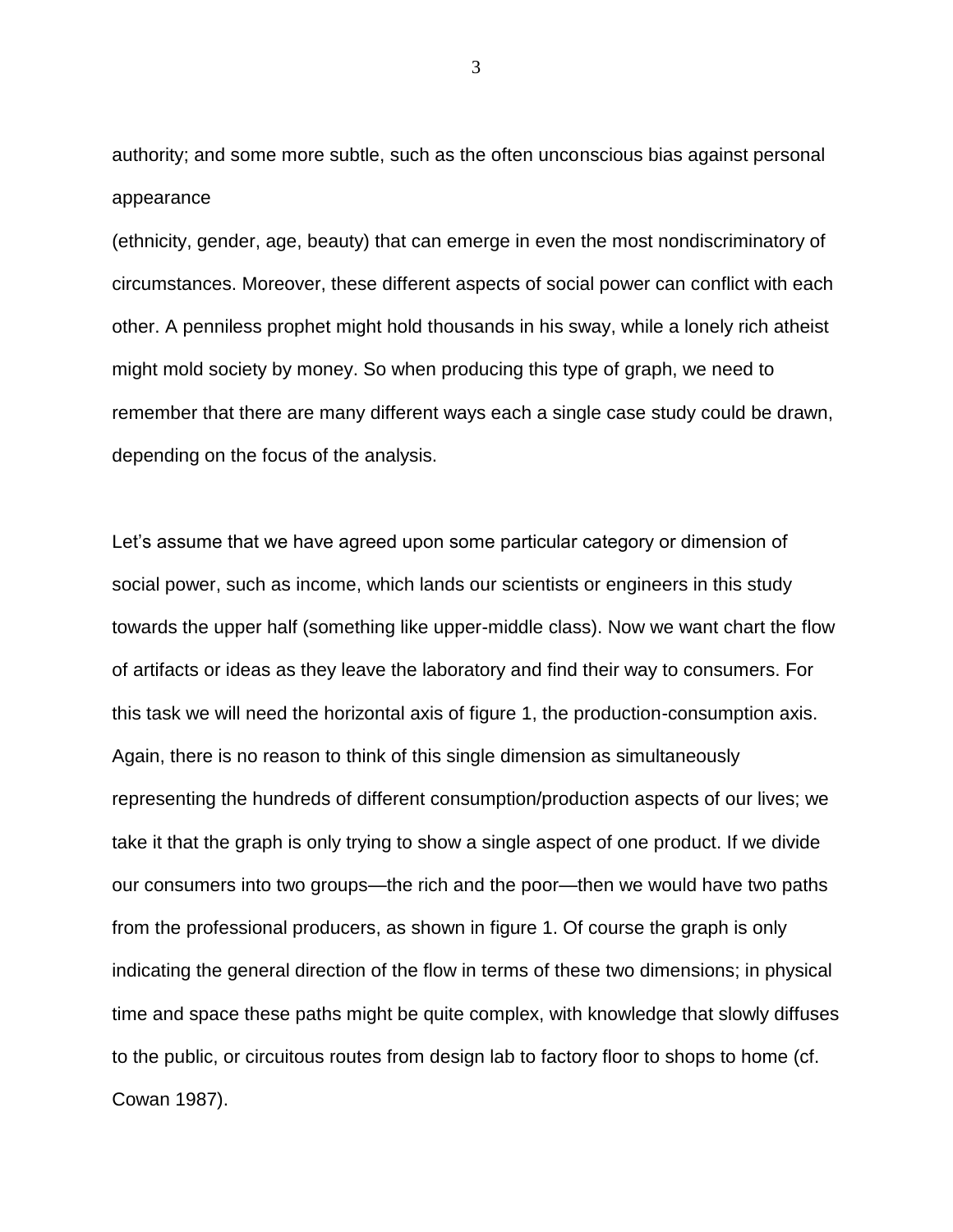authority; and some more subtle, such as the often unconscious bias against personal appearance
(ethnicity, gender, age, beauty) that can emerge in even the most nondiscriminatory of circumstances. Moreover, these different aspects of social power can conflict with each other. A penniless prophet might hold thousands in his sway, while a lonely rich atheist might mold society by money. So when producing this type of graph, we need to remember that there are many different ways each a single case study could be drawn, depending on the focus of the analysis.

Let's assume that we have agreed upon some particular category or dimension of social power, such as income, which lands our scientists or engineers in this study towards the upper half (something like upper-middle class). Now we want chart the flow of artifacts or ideas as they leave the laboratory and find their way to consumers. For this task we will need the horizontal axis of figure 1, the production-consumption axis. Again, there is no reason to think of this single dimension as simultaneously representing the hundreds of different consumption/production aspects of our lives; we take it that the graph is only trying to show a single aspect of one product. If we divide our consumers into two groups—the rich and the poor—then we would have two paths from the professional producers, as shown in figure 1. Of course the graph is only indicating the general direction of the flow in terms of these two dimensions; in physical time and space these paths might be quite complex, with knowledge that slowly diffuses to the public, or circuitous routes from design lab to factory floor to shops to home (cf. Cowan 1987).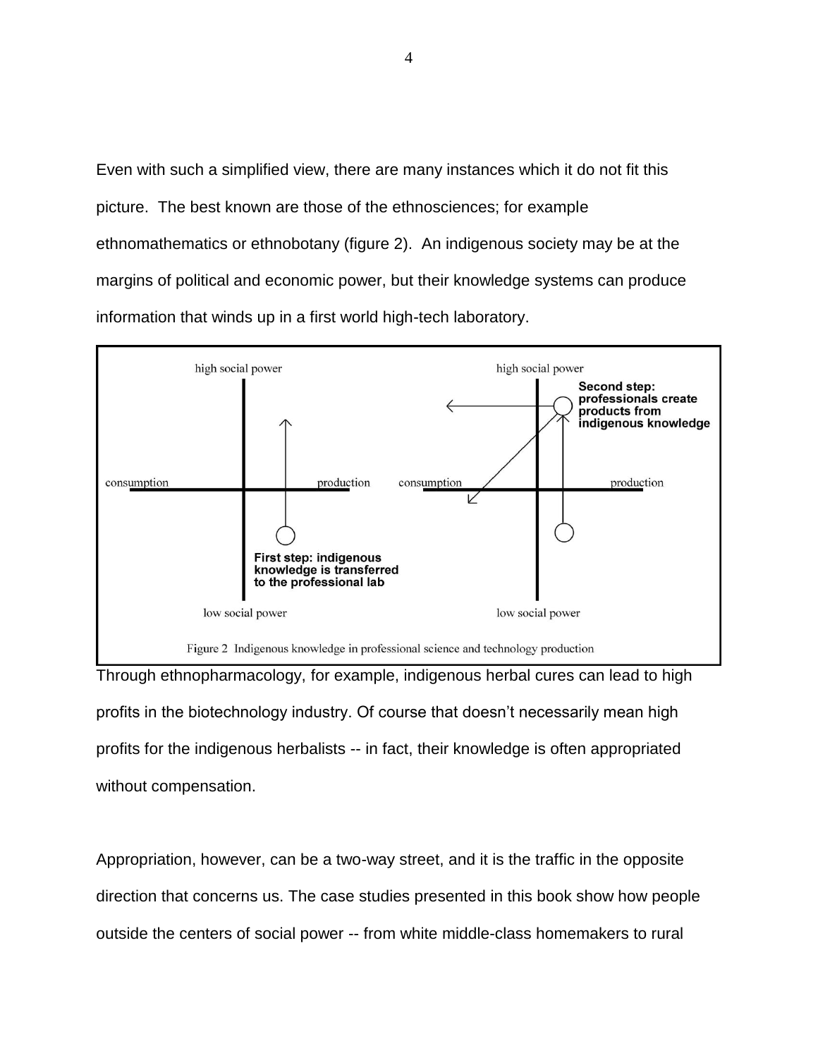Even with such a simplified view, there are many instances which it do not fit this picture. The best known are those of the ethnosciences; for example ethnomathematics or ethnobotany (figure 2). An indigenous society may be at the margins of political and economic power, but their knowledge systems can produce information that winds up in a first world high-tech laboratory.

Figure 2 Indigenous knowledge in professional science and technology production

Through ethnopharmacology, for example, indigenous herbal cures can lead to high profits in the biotechnology industry. Of course that doesn't necessarily mean high profits for the indigenous herbalists -- in fact, their knowledge is often appropriated without compensation.

Appropriation, however, can be a two-way street, and it is the traffic in the opposite direction that concerns us. The case studies presented in this book show how people outside the centers of social power -- from white middle-class homemakers to rural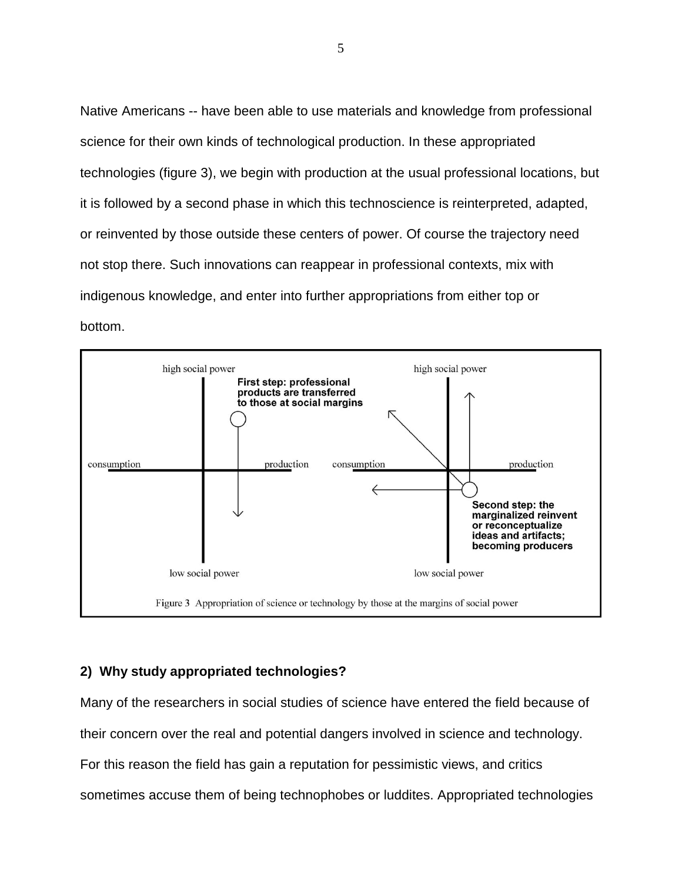Native Americans -- have been able to use materials and knowledge from professional science for their own kinds of technological production. In these appropriated technologies (figure 3), we begin with production at the usual professional locations, but it is followed by a second phase in which this technoscience is reinterpreted, adapted, or reinvented by those outside these centers of power. Of course the trajectory need not stop there. Such innovations can reappear in professional contexts, mix with indigenous knowledge, and enter into further appropriations from either top or bottom.

Figure 3 Appropriation of science or technology by those at the margins of social power

## 2) Why study appropriated technologies?

Many of the researchers in social studies of science have entered the field because of their concern over the real and potential dangers involved in science and technology. For this reason the field has gain a reputation for pessimistic views, and critics sometimes accuse them of being technophobes or luddites. Appropriated technologies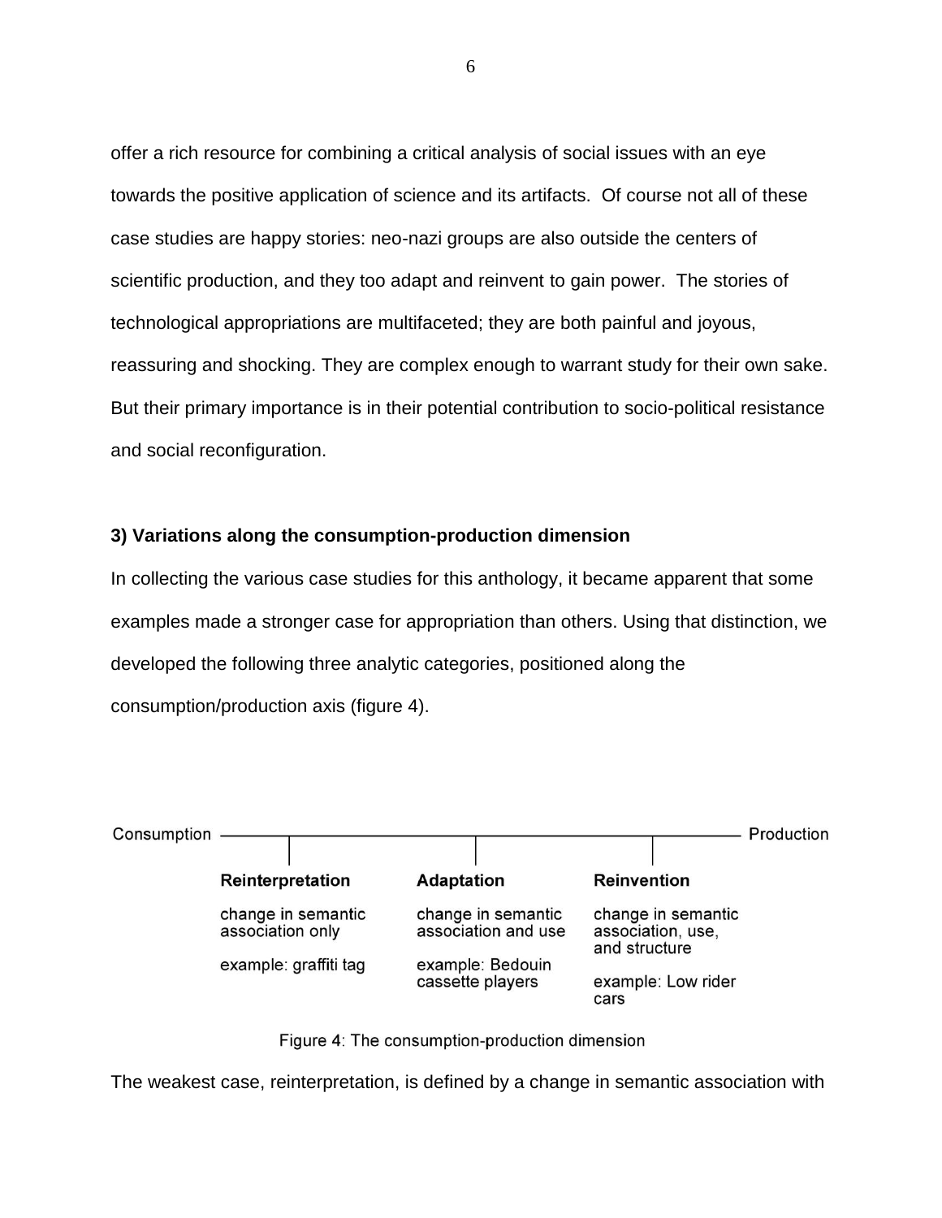offer a rich resource for combining a critical analysis of social issues with an eye towards the positive application of science and its artifacts. Of course not all of these case studies are happy stories: neo-nazi groups are also outside the centers of scientific production, and they too adapt and reinvent to gain power. The stories of technological appropriations are multifaceted; they are both painful and joyous, reassuring and shocking. They are complex enough to warrant study for their own sake. But their primary importance is in their potential contribution to socio-political resistance and social reconfiguration.

### 3) Variations along the consumption-production dimension

In collecting the various case studies for this anthology, it became apparent that some examples made a stronger case for appropriation than others. Using that distinction, we developed the following three analytic categories, positioned along the consumption/production axis (figure 4).

| Consumption | | | Production |
|---|---|---|---|
| | **Reinterpretation** | **Adaptation** | **Reinvention** |
| | change in semantic association only | change in semantic association and use | change in semantic association, use, and structure |
| | example: graffiti tag | example: Bedouin cassette players | example: Low rider cars |

Figure 4: The consumption-production dimension

The weakest case, reinterpretation, is defined by a change in semantic association with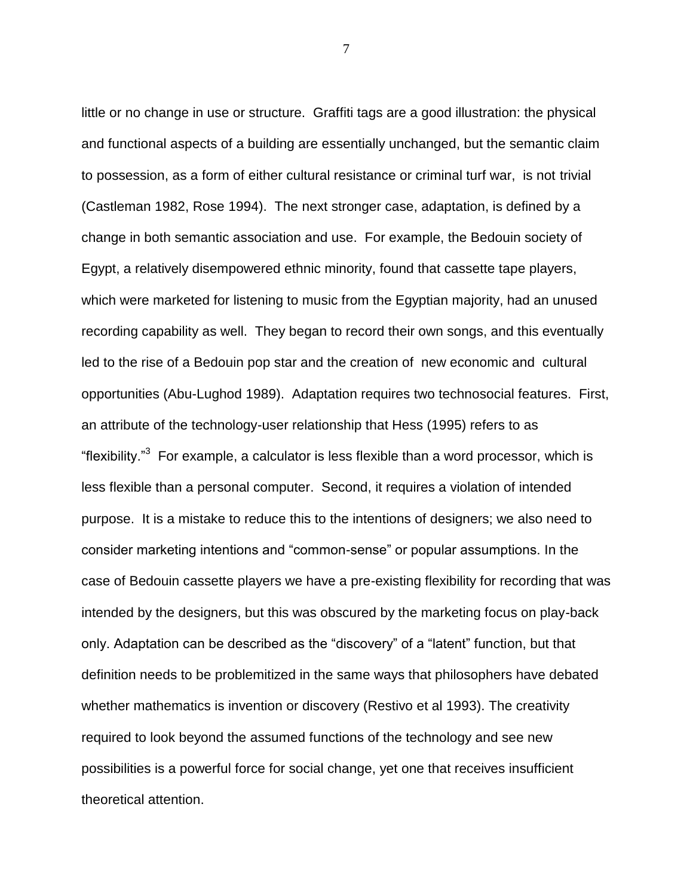little or no change in use or structure. Graffiti tags are a good illustration: the physical and functional aspects of a building are essentially unchanged, but the semantic claim to possession, as a form of either cultural resistance or criminal turf war, is not trivial (Castleman 1982, Rose 1994). The next stronger case, adaptation, is defined by a change in both semantic association and use. For example, the Bedouin society of Egypt, a relatively disempowered ethnic minority, found that cassette tape players, which were marketed for listening to music from the Egyptian majority, had an unused recording capability as well. They began to record their own songs, and this eventually led to the rise of a Bedouin pop star and the creation of new economic and cultural opportunities (Abu-Lughod 1989). Adaptation requires two technosocial features. First, an attribute of the technology-user relationship that Hess (1995) refers to as "flexibility."[3] For example, a calculator is less flexible than a word processor, which is less flexible than a personal computer. Second, it requires a violation of intended purpose. It is a mistake to reduce this to the intentions of designers; we also need to consider marketing intentions and "common-sense" or popular assumptions. In the case of Bedouin cassette players we have a pre-existing flexibility for recording that was intended by the designers, but this was obscured by the marketing focus on play-back only. Adaptation can be described as the "discovery" of a "latent" function, but that definition needs to be problemitized in the same ways that philosophers have debated whether mathematics is invention or discovery (Restivo et al 1993). The creativity required to look beyond the assumed functions of the technology and see new possibilities is a powerful force for social change, yet one that receives insufficient theoretical attention.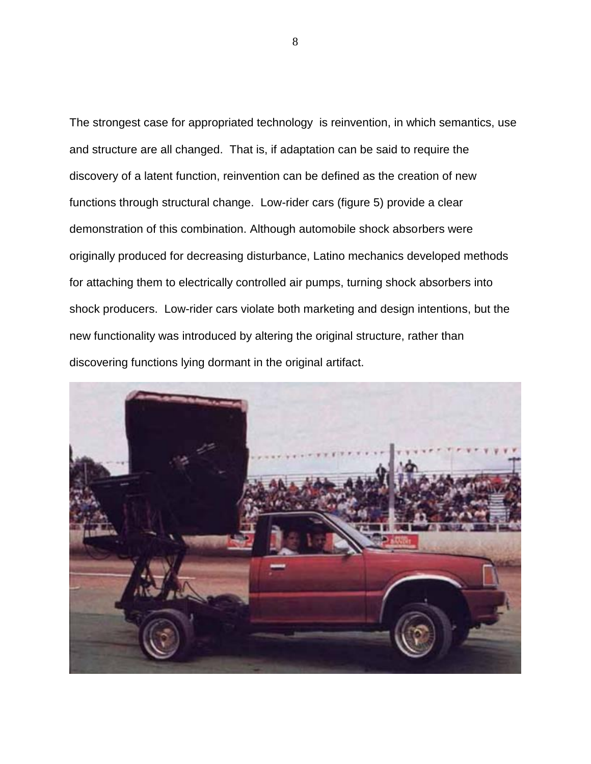The strongest case for appropriated technology is reinvention, in which semantics, use and structure are all changed. That is, if adaptation can be said to require the discovery of a latent function, reinvention can be defined as the creation of new functions through structural change. Low-rider cars (figure 5) provide a clear demonstration of this combination. Although automobile shock absorbers were originally produced for decreasing disturbance, Latino mechanics developed methods for attaching them to electrically controlled air pumps, turning shock absorbers into shock producers. Low-rider cars violate both marketing and design intentions, but the new functionality was introduced by altering the original structure, rather than discovering functions lying dormant in the original artifact.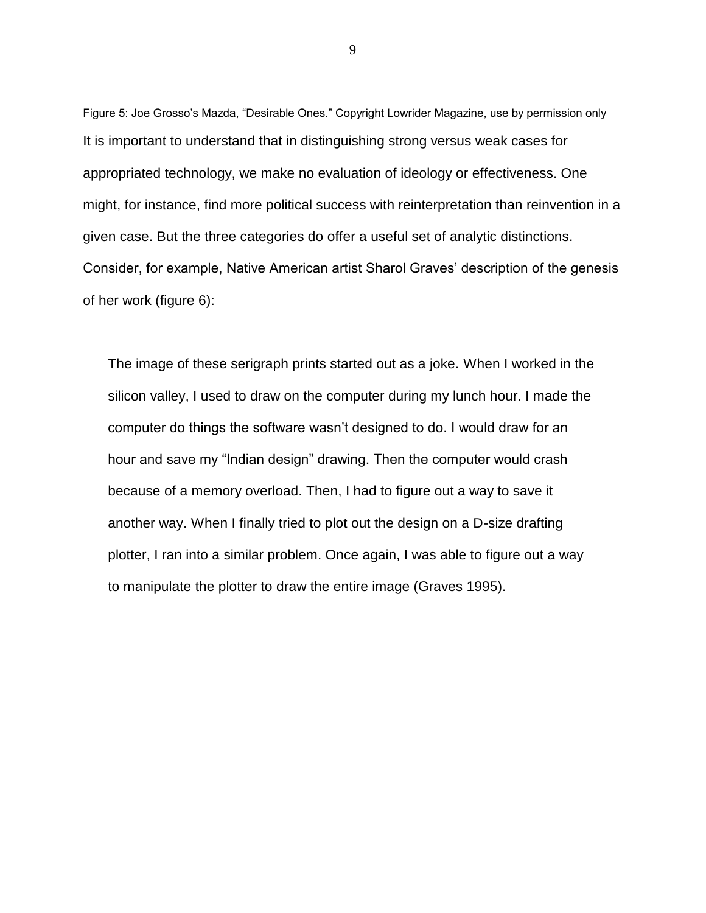Figure 5: Joe Grosso's Mazda, "Desirable Ones." Copyright Lowrider Magazine, use by permission only

It is important to understand that in distinguishing strong versus weak cases for appropriated technology, we make no evaluation of ideology or effectiveness. One might, for instance, find more political success with reinterpretation than reinvention in a given case. But the three categories do offer a useful set of analytic distinctions. Consider, for example, Native American artist Sharol Graves' description of the genesis of her work (figure 6):

> The image of these serigraph prints started out as a joke. When I worked in the silicon valley, I used to draw on the computer during my lunch hour. I made the computer do things the software wasn't designed to do. I would draw for an hour and save my "Indian design" drawing. Then the computer would crash because of a memory overload. Then, I had to figure out a way to save it another way. When I finally tried to plot out the design on a D-size drafting plotter, I ran into a similar problem. Once again, I was able to figure out a way to manipulate the plotter to draw the entire image (Graves 1995).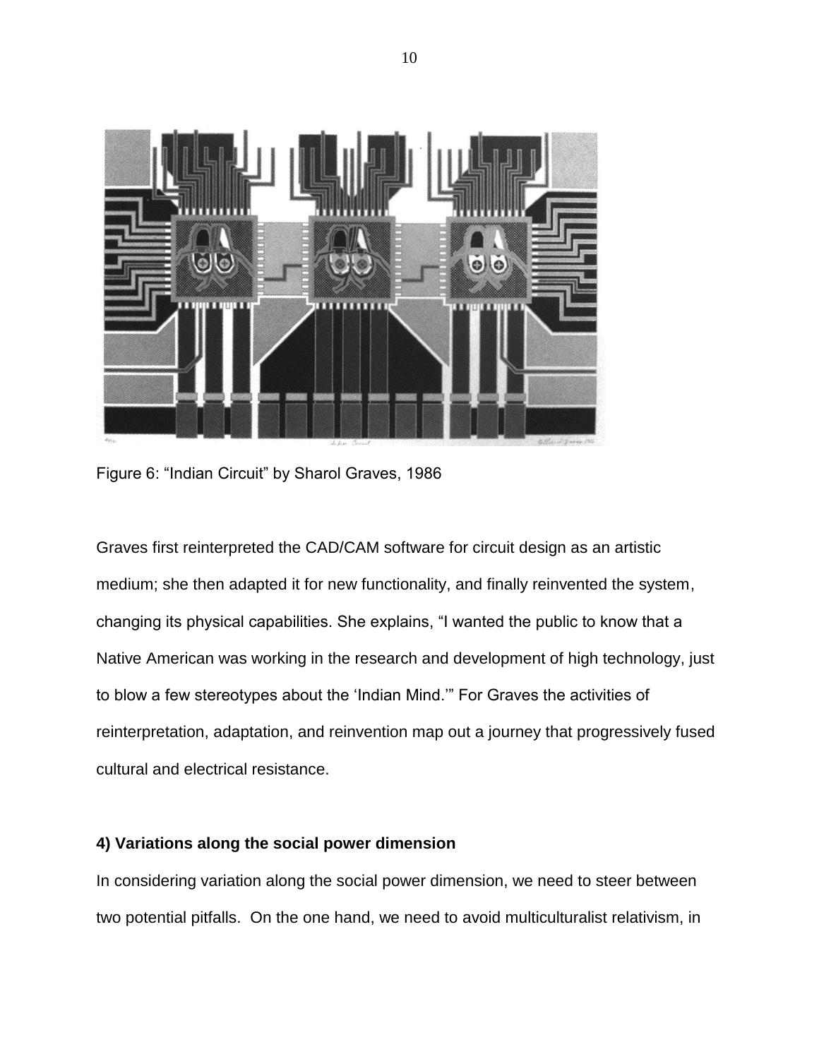Figure 6: “Indian Circuit” by Sharol Graves, 1986

Graves first reinterpreted the CAD/CAM software for circuit design as an artistic medium; she then adapted it for new functionality, and finally reinvented the system, changing its physical capabilities. She explains, “I wanted the public to know that a Native American was working in the research and development of high technology, just to blow a few stereotypes about the ‘Indian Mind.’” For Graves the activities of reinterpretation, adaptation, and reinvention map out a journey that progressively fused cultural and electrical resistance.

### 4) Variations along the social power dimension

In considering variation along the social power dimension, we need to steer between two potential pitfalls. On the one hand, we need to avoid multiculturalist relativism, in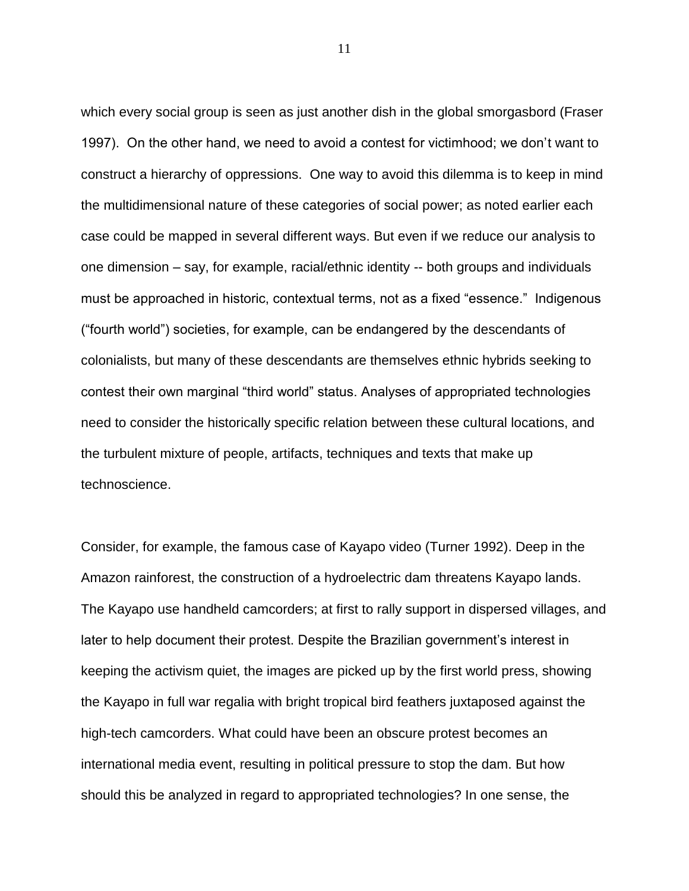which every social group is seen as just another dish in the global smorgasbord (Fraser 1997). On the other hand, we need to avoid a contest for victimhood; we don't want to construct a hierarchy of oppressions. One way to avoid this dilemma is to keep in mind the multidimensional nature of these categories of social power; as noted earlier each case could be mapped in several different ways. But even if we reduce our analysis to one dimension – say, for example, racial/ethnic identity -- both groups and individuals must be approached in historic, contextual terms, not as a fixed "essence." Indigenous ("fourth world") societies, for example, can be endangered by the descendants of colonialists, but many of these descendants are themselves ethnic hybrids seeking to contest their own marginal "third world" status. Analyses of appropriated technologies need to consider the historically specific relation between these cultural locations, and the turbulent mixture of people, artifacts, techniques and texts that make up technoscience.

Consider, for example, the famous case of Kayapo video (Turner 1992). Deep in the Amazon rainforest, the construction of a hydroelectric dam threatens Kayapo lands. The Kayapo use handheld camcorders; at first to rally support in dispersed villages, and later to help document their protest. Despite the Brazilian government's interest in keeping the activism quiet, the images are picked up by the first world press, showing the Kayapo in full war regalia with bright tropical bird feathers juxtaposed against the high-tech camcorders. What could have been an obscure protest becomes an international media event, resulting in political pressure to stop the dam. But how should this be analyzed in regard to appropriated technologies? In one sense, the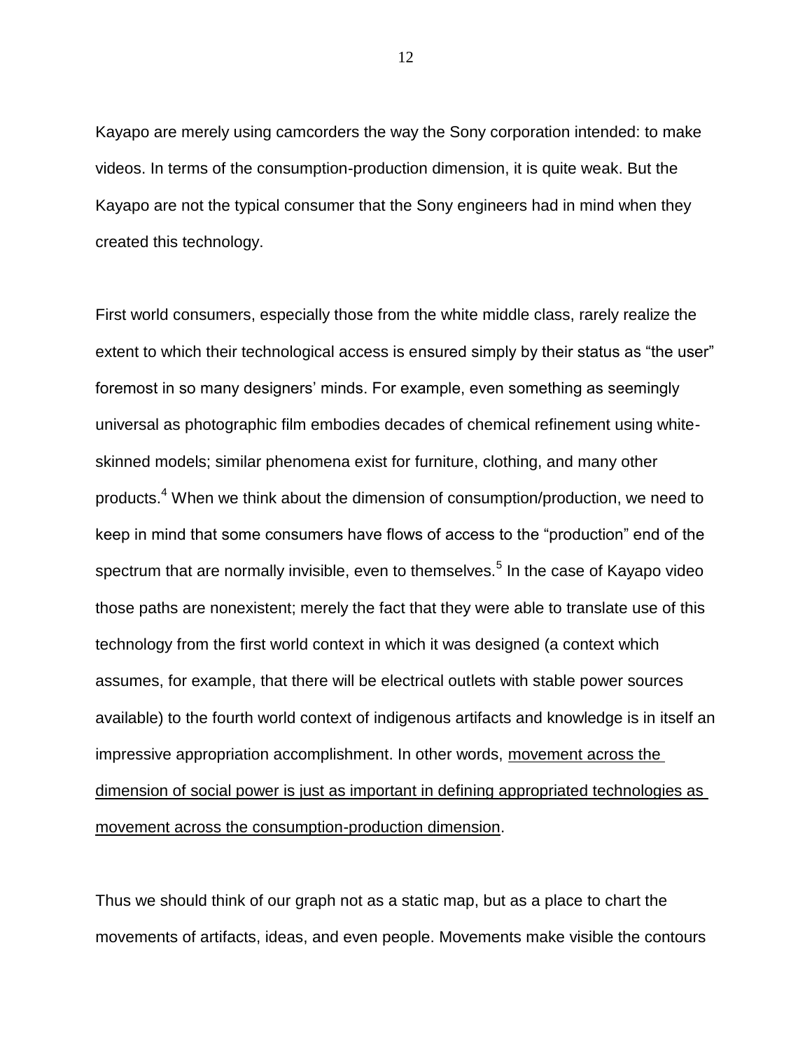Kayapo are merely using camcorders the way the Sony corporation intended: to make videos. In terms of the consumption-production dimension, it is quite weak. But the Kayapo are not the typical consumer that the Sony engineers had in mind when they created this technology.

First world consumers, especially those from the white middle class, rarely realize the extent to which their technological access is ensured simply by their status as "the user" foremost in so many designers' minds. For example, even something as seemingly universal as photographic film embodies decades of chemical refinement using white-skinned models; similar phenomena exist for furniture, clothing, and many other products.[4] When we think about the dimension of consumption/production, we need to keep in mind that some consumers have flows of access to the "production" end of the spectrum that are normally invisible, even to themselves.[5] In the case of Kayapo video those paths are nonexistent; merely the fact that they were able to translate use of this technology from the first world context in which it was designed (a context which assumes, for example, that there will be electrical outlets with stable power sources available) to the fourth world context of indigenous artifacts and knowledge is in itself an impressive appropriation accomplishment. In other words, <u>movement across the dimension of social power is just as important in defining appropriated technologies as movement across the consumption-production dimension</u>.

Thus we should think of our graph not as a static map, but as a place to chart the movements of artifacts, ideas, and even people. Movements make visible the contours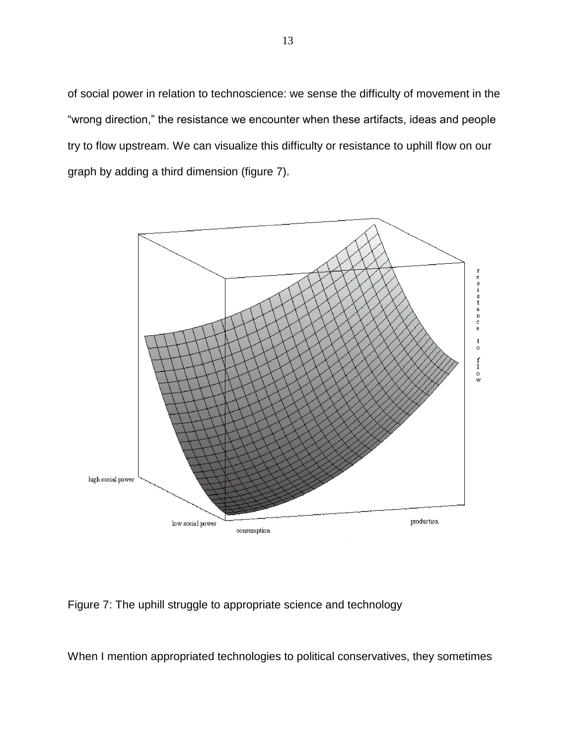of social power in relation to technoscience: we sense the difficulty of movement in the "wrong direction," the resistance we encounter when these artifacts, ideas and people try to flow upstream. We can visualize this difficulty or resistance to uphill flow on our graph by adding a third dimension (figure 7).

Figure 7: The uphill struggle to appropriate science and technology

When I mention appropriated technologies to political conservatives, they sometimes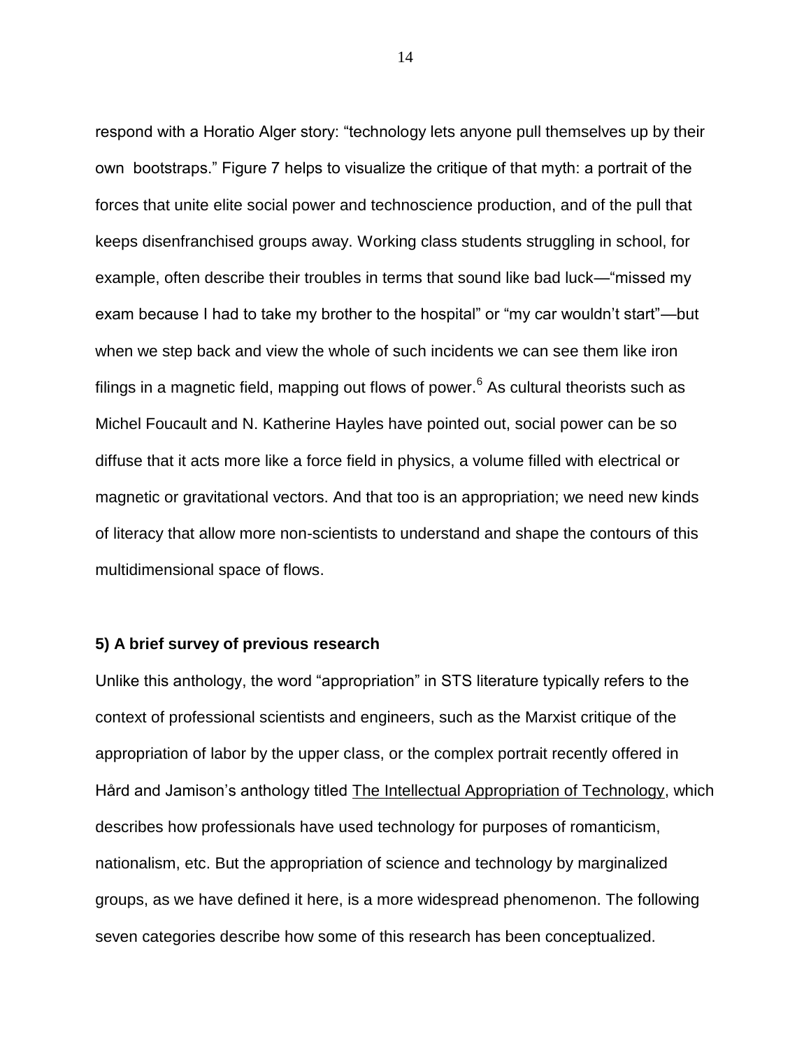respond with a Horatio Alger story: "technology lets anyone pull themselves up by their own bootstraps." Figure 7 helps to visualize the critique of that myth: a portrait of the forces that unite elite social power and technoscience production, and of the pull that keeps disenfranchised groups away. Working class students struggling in school, for example, often describe their troubles in terms that sound like bad luck—"missed my exam because I had to take my brother to the hospital" or "my car wouldn't start"—but when we step back and view the whole of such incidents we can see them like iron filings in a magnetic field, mapping out flows of power.[6] As cultural theorists such as Michel Foucault and N. Katherine Hayles have pointed out, social power can be so diffuse that it acts more like a force field in physics, a volume filled with electrical or magnetic or gravitational vectors. And that too is an appropriation; we need new kinds of literacy that allow more non-scientists to understand and shape the contours of this multidimensional space of flows.

### 5) A brief survey of previous research

Unlike this anthology, the word "appropriation" in STS literature typically refers to the context of professional scientists and engineers, such as the Marxist critique of the appropriation of labor by the upper class, or the complex portrait recently offered in Hård and Jamison's anthology titled The Intellectual Appropriation of Technology, which describes how professionals have used technology for purposes of romanticism, nationalism, etc. But the appropriation of science and technology by marginalized groups, as we have defined it here, is a more widespread phenomenon. The following seven categories describe how some of this research has been conceptualized.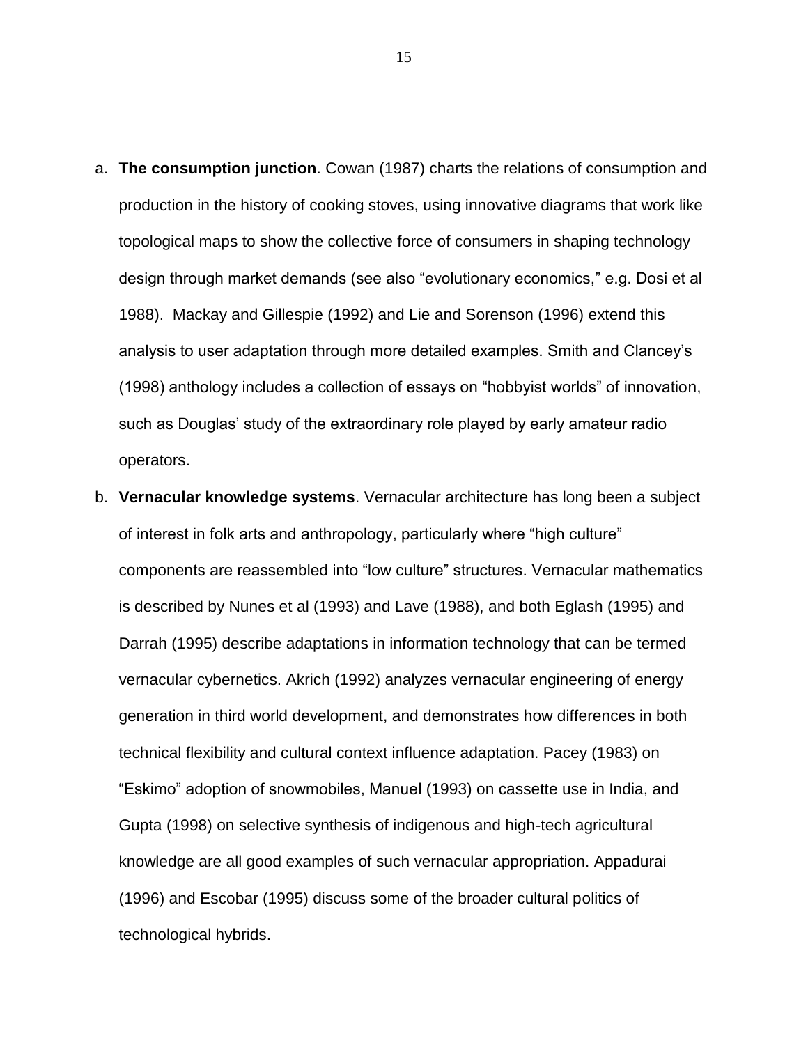a. **The consumption junction**. Cowan (1987) charts the relations of consumption and production in the history of cooking stoves, using innovative diagrams that work like topological maps to show the collective force of consumers in shaping technology design through market demands (see also "evolutionary economics," e.g. Dosi et al 1988). Mackay and Gillespie (1992) and Lie and Sorenson (1996) extend this analysis to user adaptation through more detailed examples. Smith and Clancey's (1998) anthology includes a collection of essays on "hobbyist worlds" of innovation, such as Douglas' study of the extraordinary role played by early amateur radio operators.

b. **Vernacular knowledge systems**. Vernacular architecture has long been a subject of interest in folk arts and anthropology, particularly where "high culture" components are reassembled into "low culture" structures. Vernacular mathematics is described by Nunes et al (1993) and Lave (1988), and both Eglash (1995) and Darrah (1995) describe adaptations in information technology that can be termed vernacular cybernetics. Akrich (1992) analyzes vernacular engineering of energy generation in third world development, and demonstrates how differences in both technical flexibility and cultural context influence adaptation. Pacey (1983) on "Eskimo" adoption of snowmobiles, Manuel (1993) on cassette use in India, and Gupta (1998) on selective synthesis of indigenous and high-tech agricultural knowledge are all good examples of such vernacular appropriation. Appadurai (1996) and Escobar (1995) discuss some of the broader cultural politics of technological hybrids.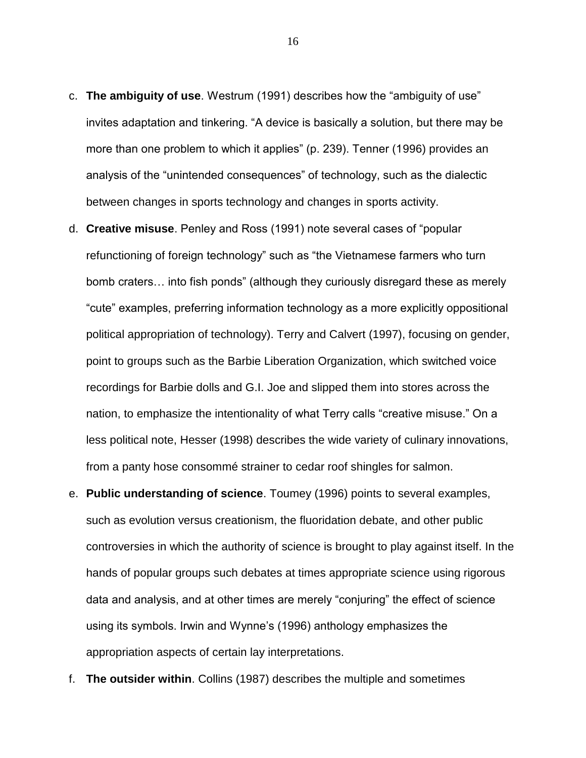c. **The ambiguity of use**. Westrum (1991) describes how the "ambiguity of use" invites adaptation and tinkering. "A device is basically a solution, but there may be more than one problem to which it applies" (p. 239). Tenner (1996) provides an analysis of the "unintended consequences" of technology, such as the dialectic between changes in sports technology and changes in sports activity.

d. **Creative misuse**. Penley and Ross (1991) note several cases of "popular refunctioning of foreign technology" such as "the Vietnamese farmers who turn bomb craters… into fish ponds" (although they curiously disregard these as merely "cute" examples, preferring information technology as a more explicitly oppositional political appropriation of technology). Terry and Calvert (1997), focusing on gender, point to groups such as the Barbie Liberation Organization, which switched voice recordings for Barbie dolls and G.I. Joe and slipped them into stores across the nation, to emphasize the intentionality of what Terry calls "creative misuse." On a less political note, Hesser (1998) describes the wide variety of culinary innovations, from a panty hose consommé strainer to cedar roof shingles for salmon.

e. **Public understanding of science**. Toumey (1996) points to several examples, such as evolution versus creationism, the fluoridation debate, and other public controversies in which the authority of science is brought to play against itself. In the hands of popular groups such debates at times appropriate science using rigorous data and analysis, and at other times are merely "conjuring" the effect of science using its symbols. Irwin and Wynne's (1996) anthology emphasizes the appropriation aspects of certain lay interpretations.

f. **The outsider within**. Collins (1987) describes the multiple and sometimes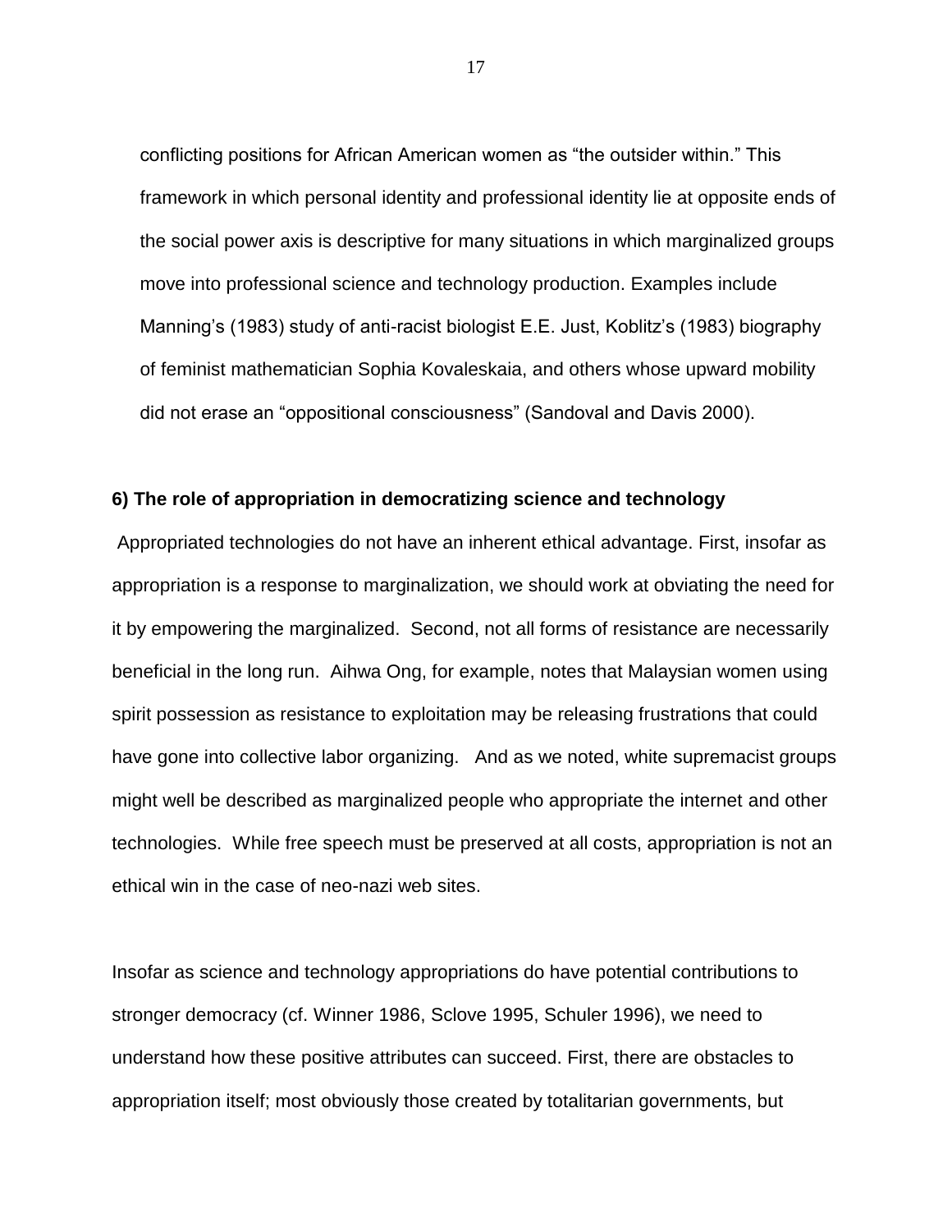conflicting positions for African American women as “the outsider within.” This framework in which personal identity and professional identity lie at opposite ends of the social power axis is descriptive for many situations in which marginalized groups move into professional science and technology production. Examples include Manning’s (1983) study of anti-racist biologist E.E. Just, Koblitz’s (1983) biography of feminist mathematician Sophia Kovaleskaia, and others whose upward mobility did not erase an “oppositional consciousness” (Sandoval and Davis 2000).

**6) The role of appropriation in democratizing science and technology**

Appropriated technologies do not have an inherent ethical advantage. First, insofar as appropriation is a response to marginalization, we should work at obviating the need for it by empowering the marginalized. Second, not all forms of resistance are necessarily beneficial in the long run. Aihwa Ong, for example, notes that Malaysian women using spirit possession as resistance to exploitation may be releasing frustrations that could have gone into collective labor organizing. And as we noted, white supremacist groups might well be described as marginalized people who appropriate the internet and other technologies. While free speech must be preserved at all costs, appropriation is not an ethical win in the case of neo-nazi web sites.

Insofar as science and technology appropriations do have potential contributions to stronger democracy (cf. Winner 1986, Sclove 1995, Schuler 1996), we need to understand how these positive attributes can succeed. First, there are obstacles to appropriation itself; most obviously those created by totalitarian governments, but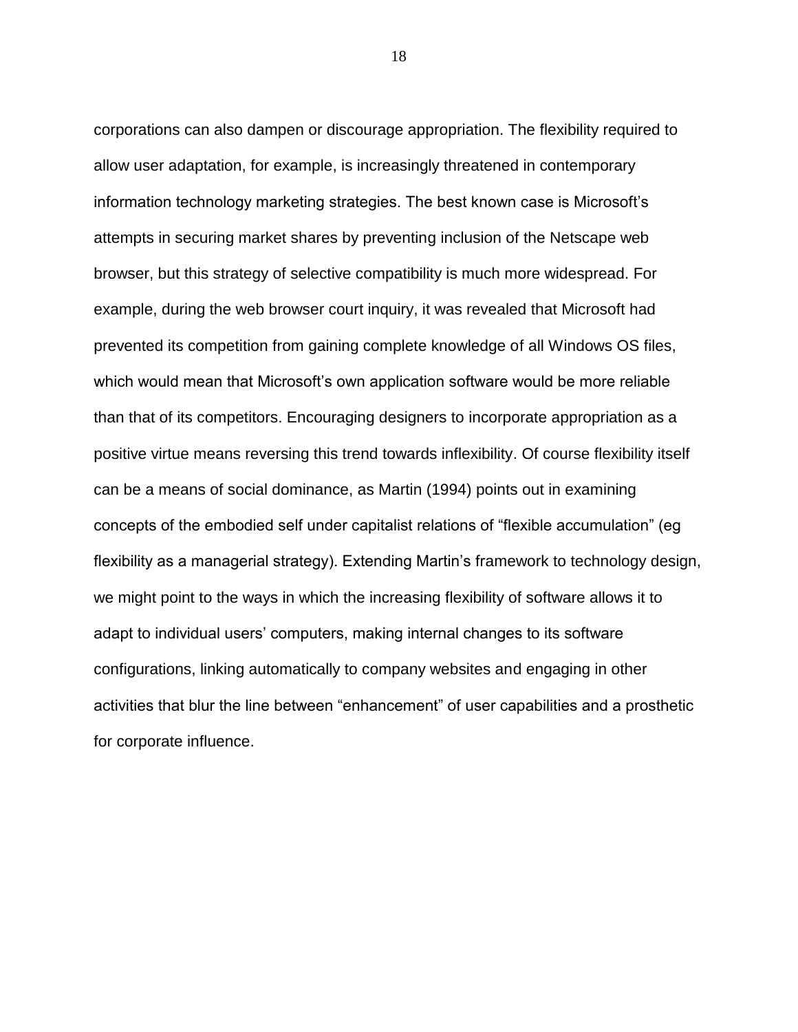corporations can also dampen or discourage appropriation. The flexibility required to allow user adaptation, for example, is increasingly threatened in contemporary information technology marketing strategies. The best known case is Microsoft's attempts in securing market shares by preventing inclusion of the Netscape web browser, but this strategy of selective compatibility is much more widespread. For example, during the web browser court inquiry, it was revealed that Microsoft had prevented its competition from gaining complete knowledge of all Windows OS files, which would mean that Microsoft's own application software would be more reliable than that of its competitors. Encouraging designers to incorporate appropriation as a positive virtue means reversing this trend towards inflexibility. Of course flexibility itself can be a means of social dominance, as Martin (1994) points out in examining concepts of the embodied self under capitalist relations of "flexible accumulation" (eg flexibility as a managerial strategy). Extending Martin's framework to technology design, we might point to the ways in which the increasing flexibility of software allows it to adapt to individual users' computers, making internal changes to its software configurations, linking automatically to company websites and engaging in other activities that blur the line between "enhancement" of user capabilities and a prosthetic for corporate influence.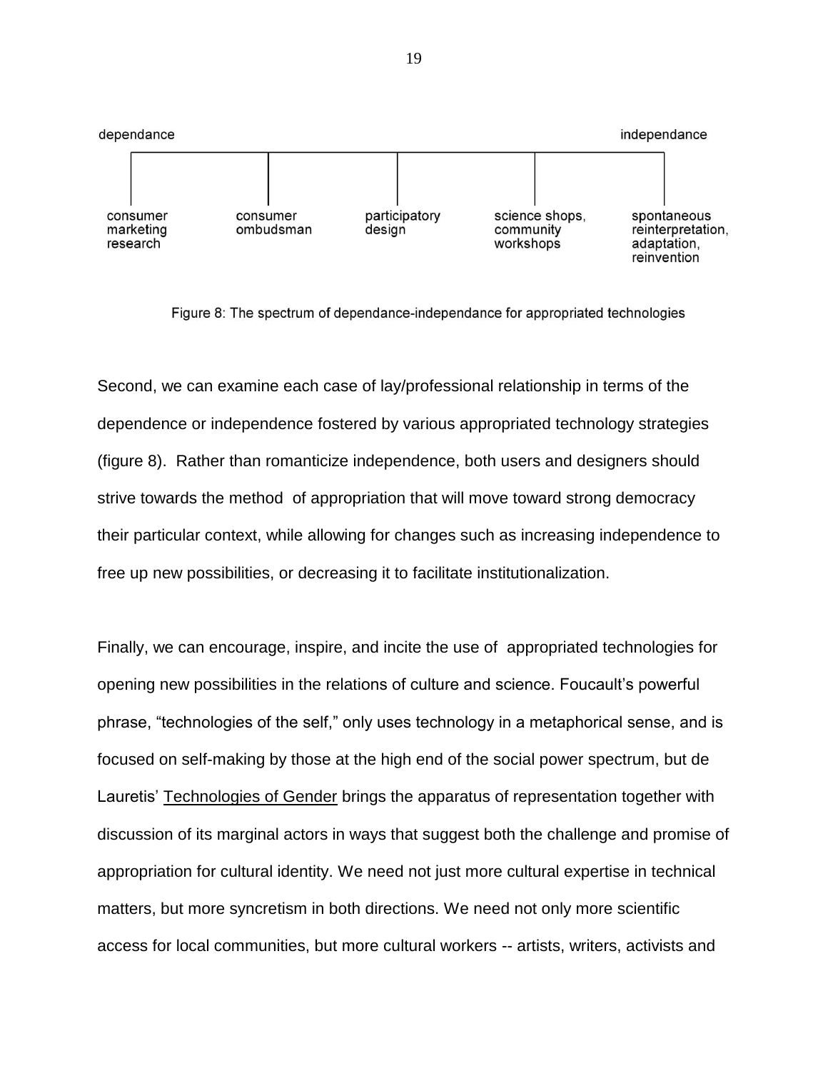dependance — independance

consumer marketing research | consumer ombudsman | participatory design | science shops, community workshops | spontaneous reinterpretation, adaptation, reinvention

Figure 8: The spectrum of dependance-independance for appropriated technologies

Second, we can examine each case of lay/professional relationship in terms of the dependence or independence fostered by various appropriated technology strategies (figure 8). Rather than romanticize independence, both users and designers should strive towards the method of appropriation that will move toward strong democracy their particular context, while allowing for changes such as increasing independence to free up new possibilities, or decreasing it to facilitate institutionalization.

Finally, we can encourage, inspire, and incite the use of appropriated technologies for opening new possibilities in the relations of culture and science. Foucault's powerful phrase, "technologies of the self," only uses technology in a metaphorical sense, and is focused on self-making by those at the high end of the social power spectrum, but de Lauretis' Technologies of Gender brings the apparatus of representation together with discussion of its marginal actors in ways that suggest both the challenge and promise of appropriation for cultural identity. We need not just more cultural expertise in technical matters, but more syncretism in both directions. We need not only more scientific access for local communities, but more cultural workers -- artists, writers, activists and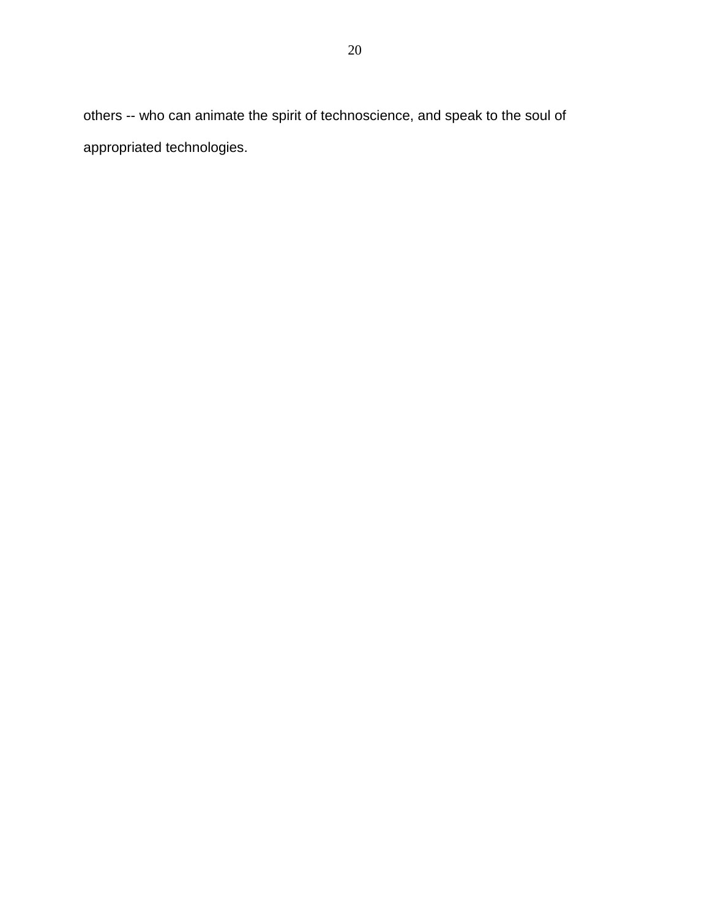others -- who can animate the spirit of technoscience, and speak to the soul of appropriated technologies.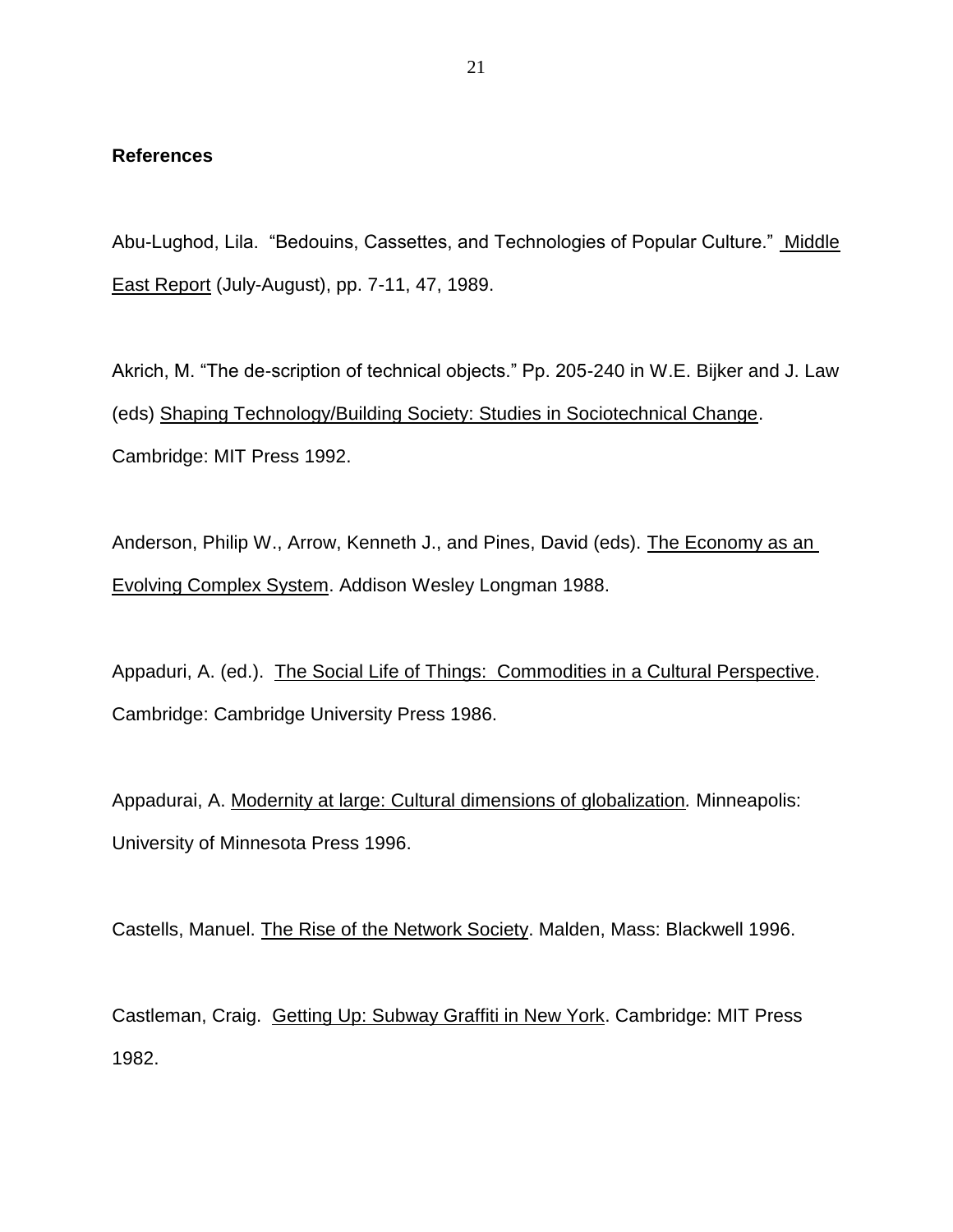**References**

Abu-Lughod, Lila. "Bedouins, Cassettes, and Technologies of Popular Culture." Middle East Report (July-August), pp. 7-11, 47, 1989.

Akrich, M. "The de-scription of technical objects." Pp. 205-240 in W.E. Bijker and J. Law (eds) Shaping Technology/Building Society: Studies in Sociotechnical Change. Cambridge: MIT Press 1992.

Anderson, Philip W., Arrow, Kenneth J., and Pines, David (eds). The Economy as an Evolving Complex System. Addison Wesley Longman 1988.

Appaduri, A. (ed.). The Social Life of Things: Commodities in a Cultural Perspective. Cambridge: Cambridge University Press 1986.

Appadurai, A. Modernity at large: Cultural dimensions of globalization. Minneapolis: University of Minnesota Press 1996.

Castells, Manuel. The Rise of the Network Society. Malden, Mass: Blackwell 1996.

Castleman, Craig. Getting Up: Subway Graffiti in New York. Cambridge: MIT Press 1982.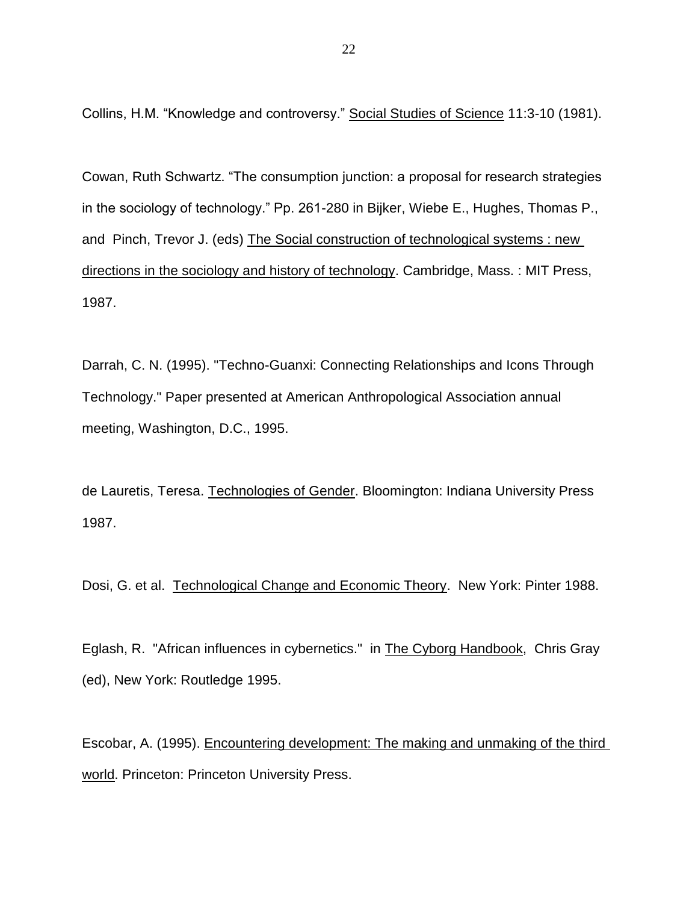Collins, H.M. “Knowledge and controversy.” Social Studies of Science 11:3-10 (1981).

Cowan, Ruth Schwartz. “The consumption junction: a proposal for research strategies in the sociology of technology.” Pp. 261-280 in Bijker, Wiebe E., Hughes, Thomas P., and Pinch, Trevor J. (eds) The Social construction of technological systems : new directions in the sociology and history of technology. Cambridge, Mass. : MIT Press, 1987.

Darrah, C. N. (1995). "Techno-Guanxi: Connecting Relationships and Icons Through Technology." Paper presented at American Anthropological Association annual meeting, Washington, D.C., 1995.

de Lauretis, Teresa. Technologies of Gender. Bloomington: Indiana University Press 1987.

Dosi, G. et al. Technological Change and Economic Theory. New York: Pinter 1988.

Eglash, R. "African influences in cybernetics." in The Cyborg Handbook, Chris Gray (ed), New York: Routledge 1995.

Escobar, A. (1995). Encountering development: The making and unmaking of the third world. Princeton: Princeton University Press.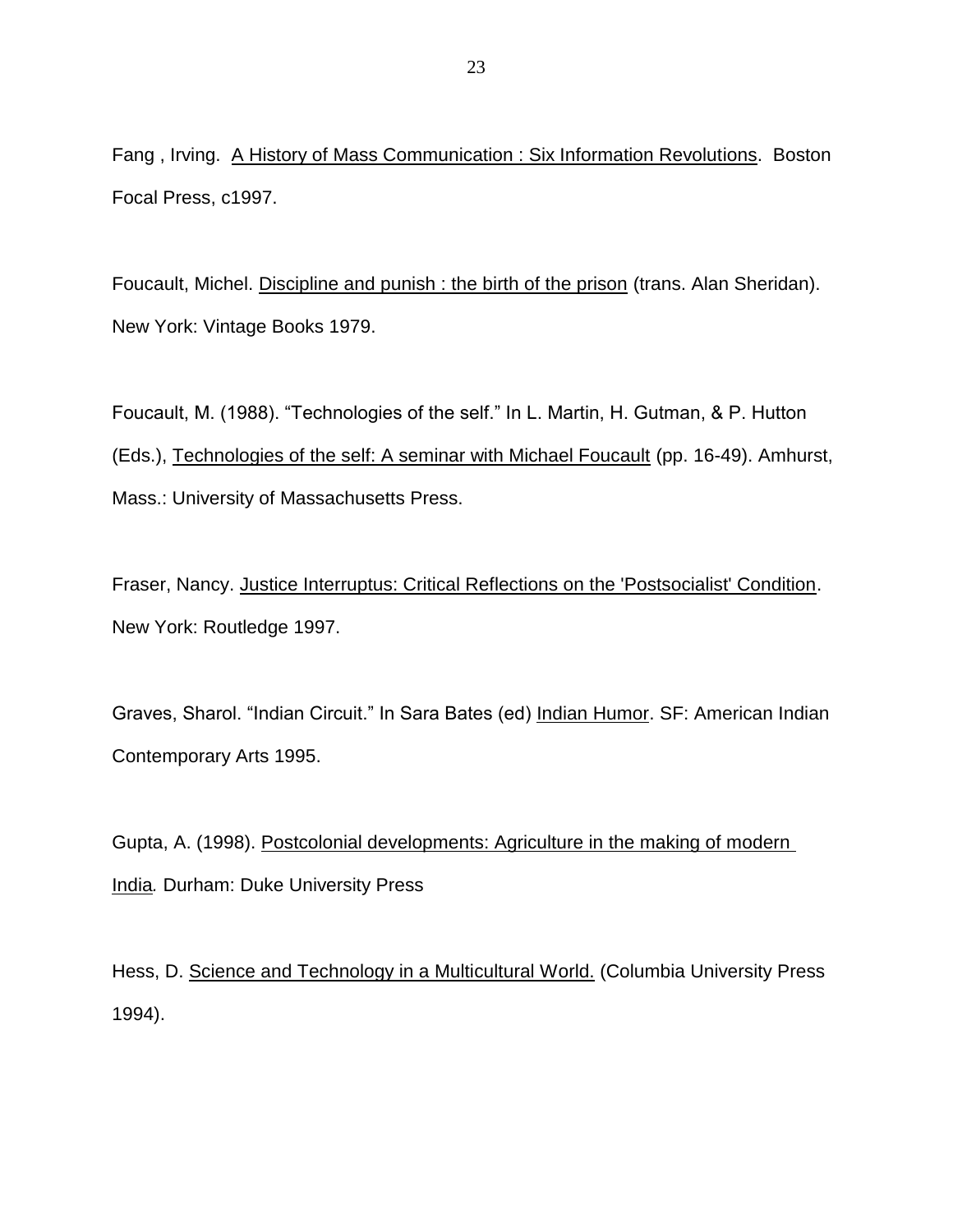Fang , Irving. A History of Mass Communication : Six Information Revolutions. Boston Focal Press, c1997.

Foucault, Michel. Discipline and punish : the birth of the prison (trans. Alan Sheridan). New York: Vintage Books 1979.

Foucault, M. (1988). "Technologies of the self." In L. Martin, H. Gutman, & P. Hutton (Eds.), Technologies of the self: A seminar with Michael Foucault (pp. 16-49). Amhurst, Mass.: University of Massachusetts Press.

Fraser, Nancy. Justice Interruptus: Critical Reflections on the 'Postsocialist' Condition. New York: Routledge 1997.

Graves, Sharol. "Indian Circuit." In Sara Bates (ed) Indian Humor. SF: American Indian Contemporary Arts 1995.

Gupta, A. (1998). Postcolonial developments: Agriculture in the making of modern India. Durham: Duke University Press

Hess, D. Science and Technology in a Multicultural World. (Columbia University Press 1994).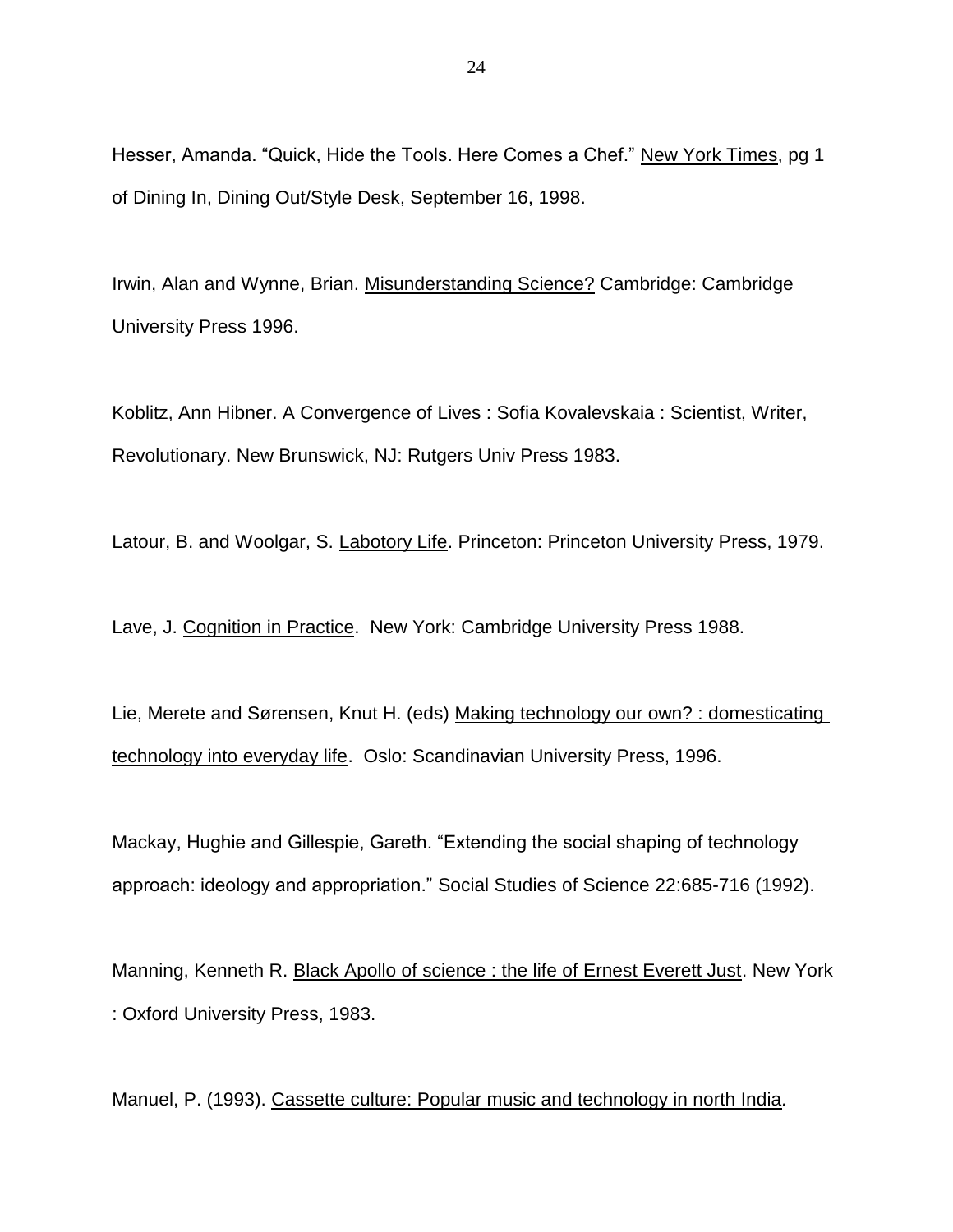Hesser, Amanda. “Quick, Hide the Tools. Here Comes a Chef.” New York Times, pg 1 of Dining In, Dining Out/Style Desk, September 16, 1998.

Irwin, Alan and Wynne, Brian. Misunderstanding Science? Cambridge: Cambridge University Press 1996.

Koblitz, Ann Hibner. A Convergence of Lives : Sofia Kovalevskaia : Scientist, Writer, Revolutionary. New Brunswick, NJ: Rutgers Univ Press 1983.

Latour, B. and Woolgar, S. Labotory Life. Princeton: Princeton University Press, 1979.

Lave, J. Cognition in Practice. New York: Cambridge University Press 1988.

Lie, Merete and Sørensen, Knut H. (eds) Making technology our own? : domesticating technology into everyday life. Oslo: Scandinavian University Press, 1996.

Mackay, Hughie and Gillespie, Gareth. “Extending the social shaping of technology approach: ideology and appropriation.” Social Studies of Science 22:685-716 (1992).

Manning, Kenneth R. Black Apollo of science : the life of Ernest Everett Just. New York : Oxford University Press, 1983.

Manuel, P. (1993). Cassette culture: Popular music and technology in north India.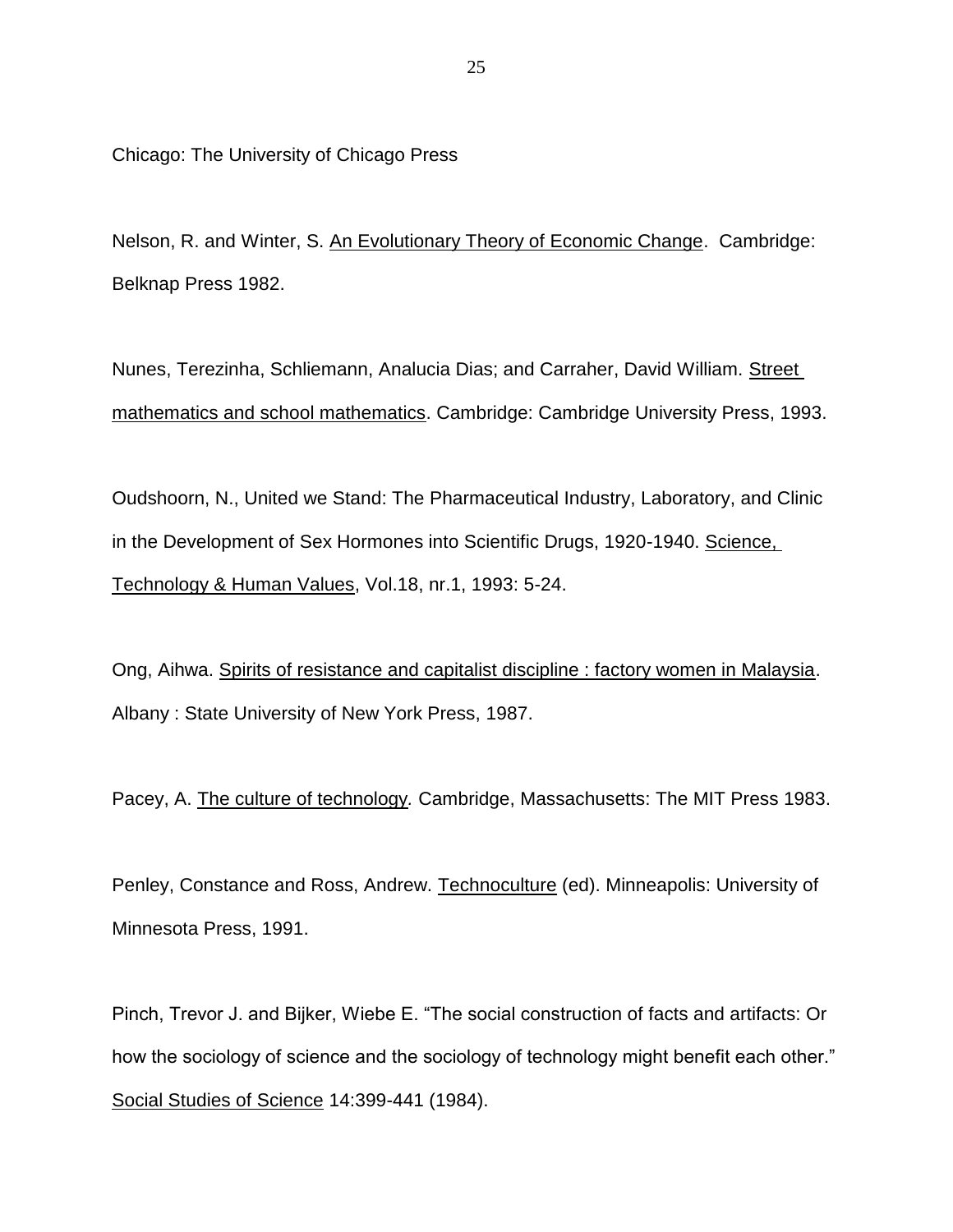Chicago: The University of Chicago Press

Nelson, R. and Winter, S. An Evolutionary Theory of Economic Change. Cambridge: Belknap Press 1982.

Nunes, Terezinha, Schliemann, Analucia Dias; and Carraher, David William. Street mathematics and school mathematics. Cambridge: Cambridge University Press, 1993.

Oudshoorn, N., United we Stand: The Pharmaceutical Industry, Laboratory, and Clinic in the Development of Sex Hormones into Scientific Drugs, 1920-1940. Science, Technology & Human Values, Vol.18, nr.1, 1993: 5-24.

Ong, Aihwa. Spirits of resistance and capitalist discipline : factory women in Malaysia. Albany : State University of New York Press, 1987.

Pacey, A. The culture of technology. Cambridge, Massachusetts: The MIT Press 1983.

Penley, Constance and Ross, Andrew. Technoculture (ed). Minneapolis: University of Minnesota Press, 1991.

Pinch, Trevor J. and Bijker, Wiebe E. "The social construction of facts and artifacts: Or how the sociology of science and the sociology of technology might benefit each other." Social Studies of Science 14:399-441 (1984).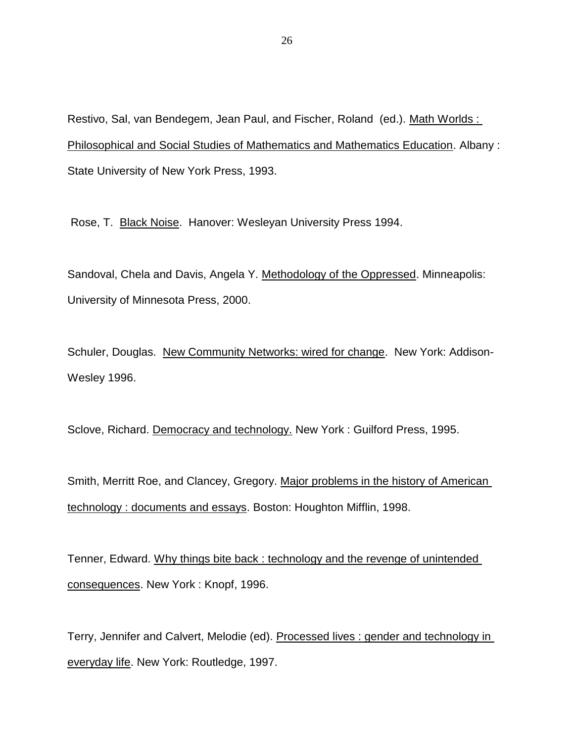Restivo, Sal, van Bendegem, Jean Paul, and Fischer, Roland (ed.). <u>Math Worlds : Philosophical and Social Studies of Mathematics and Mathematics Education</u>. Albany : State University of New York Press, 1993.

Rose, T. <u>Black Noise</u>. Hanover: Wesleyan University Press 1994.

Sandoval, Chela and Davis, Angela Y. <u>Methodology of the Oppressed</u>. Minneapolis: University of Minnesota Press, 2000.

Schuler, Douglas. <u>New Community Networks: wired for change</u>. New York: Addison-Wesley 1996.

Sclove, Richard. <u>Democracy and technology.</u> New York : Guilford Press, 1995.

Smith, Merritt Roe, and Clancey, Gregory. <u>Major problems in the history of American technology : documents and essays</u>. Boston: Houghton Mifflin, 1998.

Tenner, Edward. <u>Why things bite back : technology and the revenge of unintended consequences</u>. New York : Knopf, 1996.

Terry, Jennifer and Calvert, Melodie (ed). <u>Processed lives : gender and technology in everyday life</u>. New York: Routledge, 1997.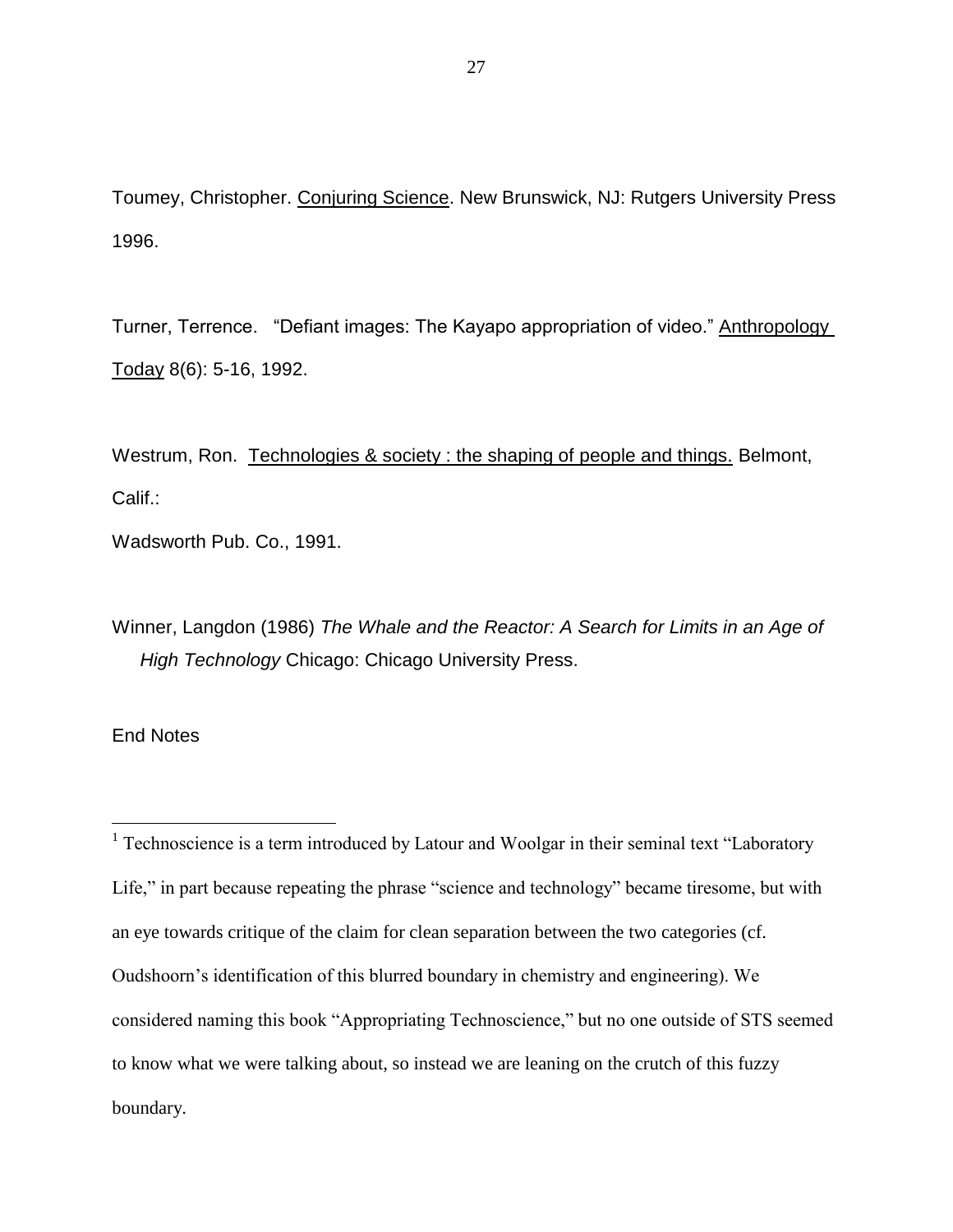Toumey, Christopher. Conjuring Science. New Brunswick, NJ: Rutgers University Press 1996.

Turner, Terrence. "Defiant images: The Kayapo appropriation of video." Anthropology Today 8(6): 5-16, 1992.

Westrum, Ron. Technologies & society : the shaping of people and things. Belmont, Calif.:

Wadsworth Pub. Co., 1991.

Winner, Langdon (1986) *The Whale and the Reactor: A Search for Limits in an Age of High Technology* Chicago: Chicago University Press.

End Notes

[1] Technoscience is a term introduced by Latour and Woolgar in their seminal text "Laboratory Life," in part because repeating the phrase "science and technology" became tiresome, but with an eye towards critique of the claim for clean separation between the two categories (cf. Oudshoorn's identification of this blurred boundary in chemistry and engineering). We considered naming this book "Appropriating Technoscience," but no one outside of STS seemed to know what we were talking about, so instead we are leaning on the crutch of this fuzzy boundary.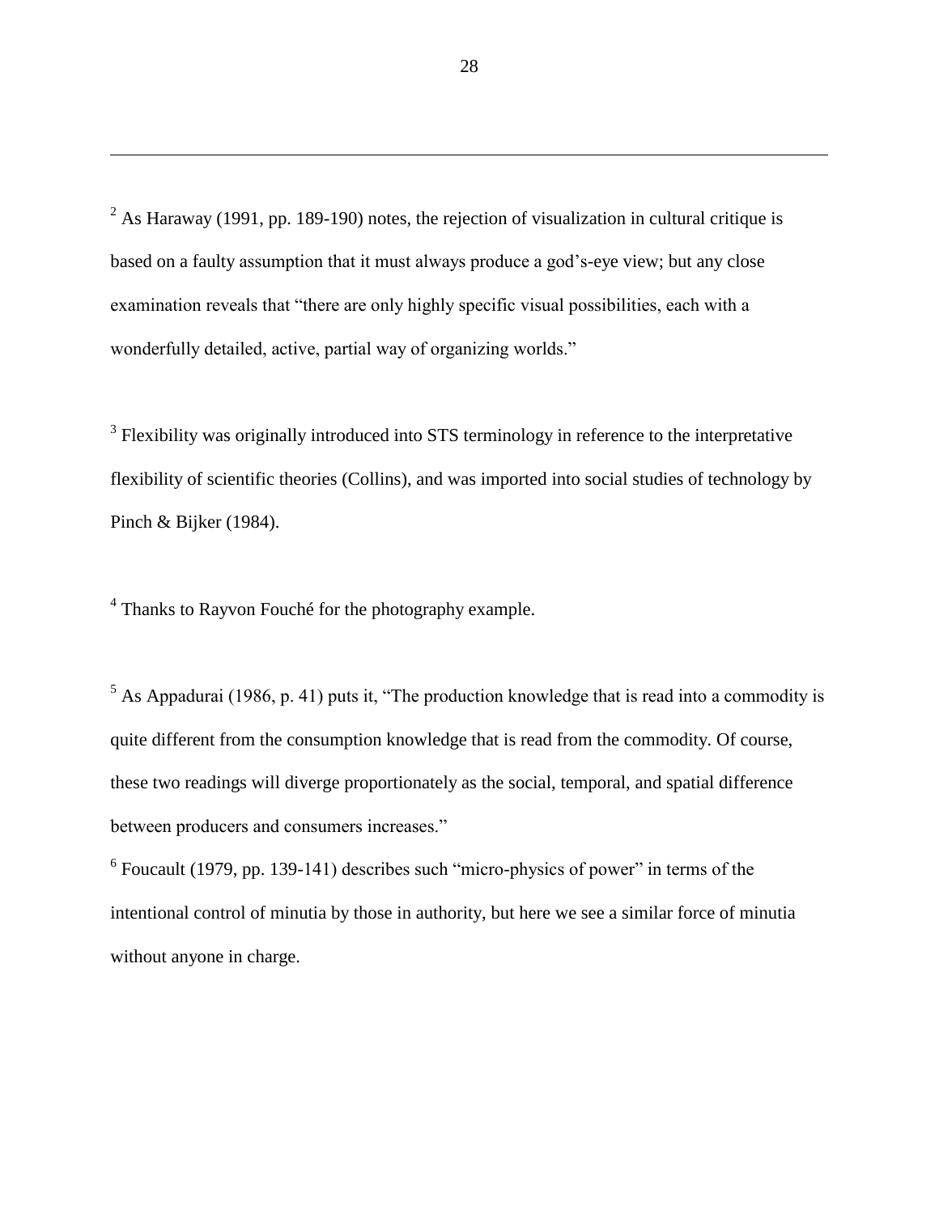[2] As Haraway (1991, pp. 189-190) notes, the rejection of visualization in cultural critique is based on a faulty assumption that it must always produce a god's-eye view; but any close examination reveals that "there are only highly specific visual possibilities, each with a wonderfully detailed, active, partial way of organizing worlds."

[3] Flexibility was originally introduced into STS terminology in reference to the interpretative flexibility of scientific theories (Collins), and was imported into social studies of technology by Pinch & Bijker (1984).

[4] Thanks to Rayvon Fouché for the photography example.

[5] As Appadurai (1986, p. 41) puts it, "The production knowledge that is read into a commodity is quite different from the consumption knowledge that is read from the commodity. Of course, these two readings will diverge proportionately as the social, temporal, and spatial difference between producers and consumers increases."

[6] Foucault (1979, pp. 139-141) describes such "micro-physics of power" in terms of the intentional control of minutia by those in authority, but here we see a similar force of minutia without anyone in charge.